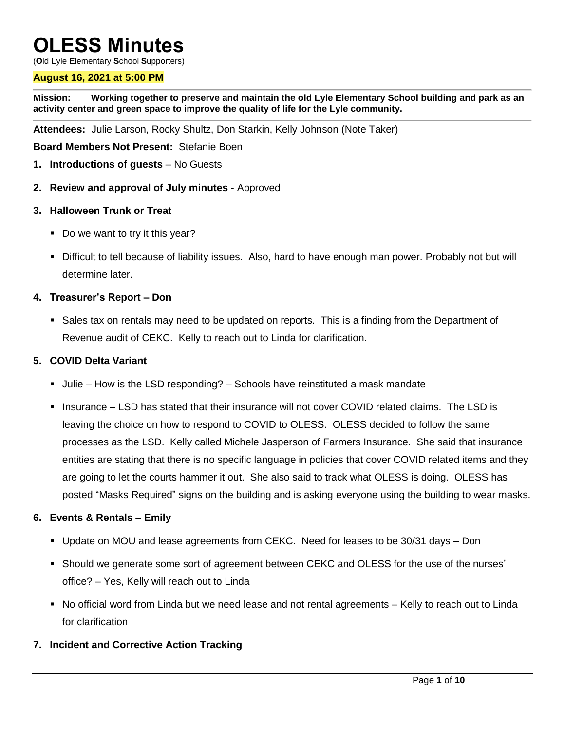# OLESS Minutes

(**O**ld **L**yle **E**lementary **S**chool **S**upporters)

**August 16, 2021 at 5:00 PM**

**Mission: Working together to preserve and maintain the old Lyle Elementary School building and park as an activity center and green space to improve the quality of life for the Lyle community.**

**Attendees:** Julie Larson, Rocky Shultz, Don Starkin, Kelly Johnson (Note Taker)

**Board Members Not Present:** Stefanie Boen

1. **Introductions of guests** – No Guests

2. **Review and approval of July minutes** - Approved

3. **Halloween Trunk or Treat**
   - Do we want to try it this year?
   - Difficult to tell because of liability issues. Also, hard to have enough man power. Probably not but will determine later.

4. **Treasurer's Report – Don**
   - Sales tax on rentals may need to be updated on reports. This is a finding from the Department of Revenue audit of CEKC. Kelly to reach out to Linda for clarification.

5. **COVID Delta Variant**
   - Julie – How is the LSD responding? – Schools have reinstituted a mask mandate
   - Insurance – LSD has stated that their insurance will not cover COVID related claims. The LSD is leaving the choice on how to respond to COVID to OLESS. OLESS decided to follow the same processes as the LSD. Kelly called Michele Jasperson of Farmers Insurance. She said that insurance entities are stating that there is no specific language in policies that cover COVID related items and they are going to let the courts hammer it out. She also said to track what OLESS is doing. OLESS has posted "Masks Required" signs on the building and is asking everyone using the building to wear masks.

6. **Events & Rentals – Emily**
   - Update on MOU and lease agreements from CEKC. Need for leases to be 30/31 days – Don
   - Should we generate some sort of agreement between CEKC and OLESS for the use of the nurses' office? – Yes, Kelly will reach out to Linda
   - No official word from Linda but we need lease and not rental agreements – Kelly to reach out to Linda for clarification

7. **Incident and Corrective Action Tracking**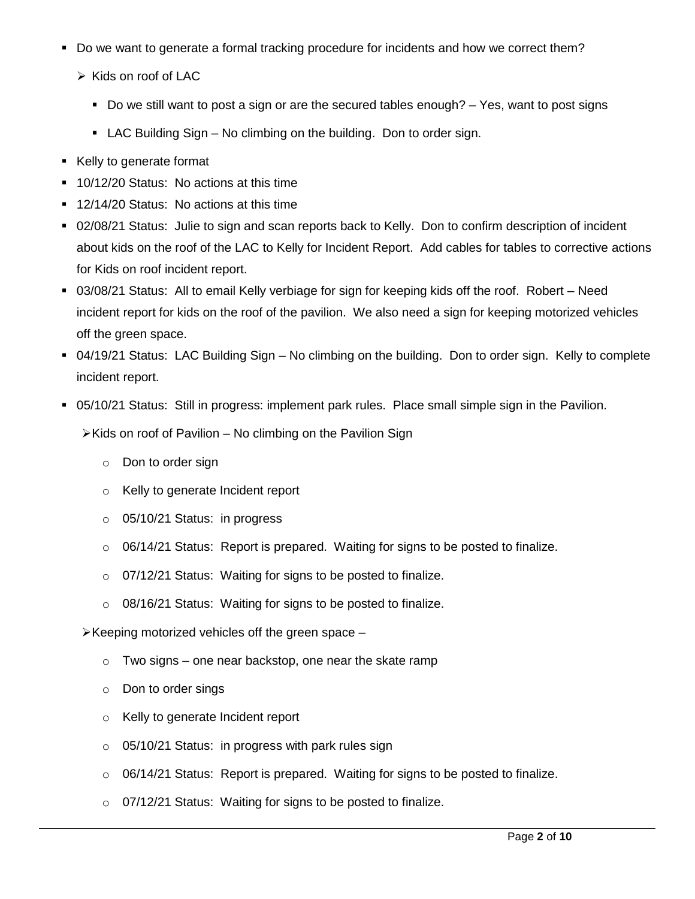- Do we want to generate a formal tracking procedure for incidents and how we correct them?
  - Kids on roof of LAC
    - Do we still want to post a sign or are the secured tables enough? – Yes, want to post signs
    - LAC Building Sign – No climbing on the building. Don to order sign.
- Kelly to generate format
- 10/12/20 Status: No actions at this time
- 12/14/20 Status: No actions at this time
- 02/08/21 Status: Julie to sign and scan reports back to Kelly. Don to confirm description of incident about kids on the roof of the LAC to Kelly for Incident Report. Add cables for tables to corrective actions for Kids on roof incident report.
- 03/08/21 Status: All to email Kelly verbiage for sign for keeping kids off the roof. Robert – Need incident report for kids on the roof of the pavilion. We also need a sign for keeping motorized vehicles off the green space.
- 04/19/21 Status: LAC Building Sign – No climbing on the building. Don to order sign. Kelly to complete incident report.
- 05/10/21 Status: Still in progress: implement park rules. Place small simple sign in the Pavilion.
  - Kids on roof of Pavilion – No climbing on the Pavilion Sign
    - Don to order sign
    - Kelly to generate Incident report
    - 05/10/21 Status: in progress
    - 06/14/21 Status: Report is prepared. Waiting for signs to be posted to finalize.
    - 07/12/21 Status: Waiting for signs to be posted to finalize.
    - 08/16/21 Status: Waiting for signs to be posted to finalize.
  - Keeping motorized vehicles off the green space –
    - Two signs – one near backstop, one near the skate ramp
    - Don to order sings
    - Kelly to generate Incident report
    - 05/10/21 Status: in progress with park rules sign
    - 06/14/21 Status: Report is prepared. Waiting for signs to be posted to finalize.
    - 07/12/21 Status: Waiting for signs to be posted to finalize.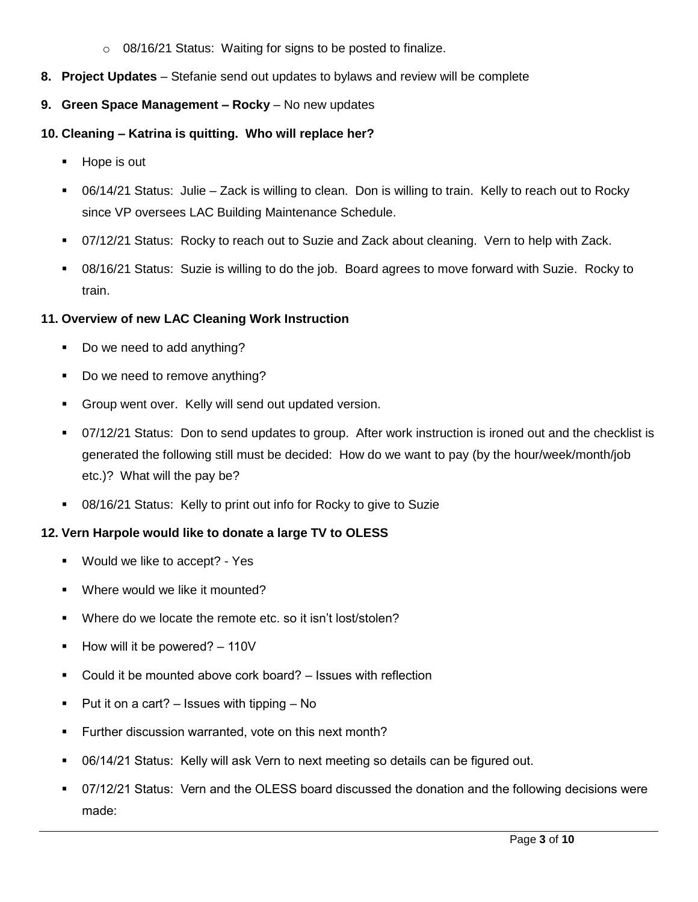- 08/16/21 Status: Waiting for signs to be posted to finalize.

8. **Project Updates** – Stefanie send out updates to bylaws and review will be complete

9. **Green Space Management – Rocky** – No new updates

10. **Cleaning – Katrina is quitting. Who will replace her?**
    - Hope is out
    - 06/14/21 Status: Julie – Zack is willing to clean. Don is willing to train. Kelly to reach out to Rocky since VP oversees LAC Building Maintenance Schedule.
    - 07/12/21 Status: Rocky to reach out to Suzie and Zack about cleaning. Vern to help with Zack.
    - 08/16/21 Status: Suzie is willing to do the job. Board agrees to move forward with Suzie. Rocky to train.

11. **Overview of new LAC Cleaning Work Instruction**
    - Do we need to add anything?
    - Do we need to remove anything?
    - Group went over. Kelly will send out updated version.
    - 07/12/21 Status: Don to send updates to group. After work instruction is ironed out and the checklist is generated the following still must be decided: How do we want to pay (by the hour/week/month/job etc.)? What will the pay be?
    - 08/16/21 Status: Kelly to print out info for Rocky to give to Suzie

12. **Vern Harpole would like to donate a large TV to OLESS**
    - Would we like to accept? - Yes
    - Where would we like it mounted?
    - Where do we locate the remote etc. so it isn't lost/stolen?
    - How will it be powered? – 110V
    - Could it be mounted above cork board? – Issues with reflection
    - Put it on a cart? – Issues with tipping – No
    - Further discussion warranted, vote on this next month?
    - 06/14/21 Status: Kelly will ask Vern to next meeting so details can be figured out.
    - 07/12/21 Status: Vern and the OLESS board discussed the donation and the following decisions were made: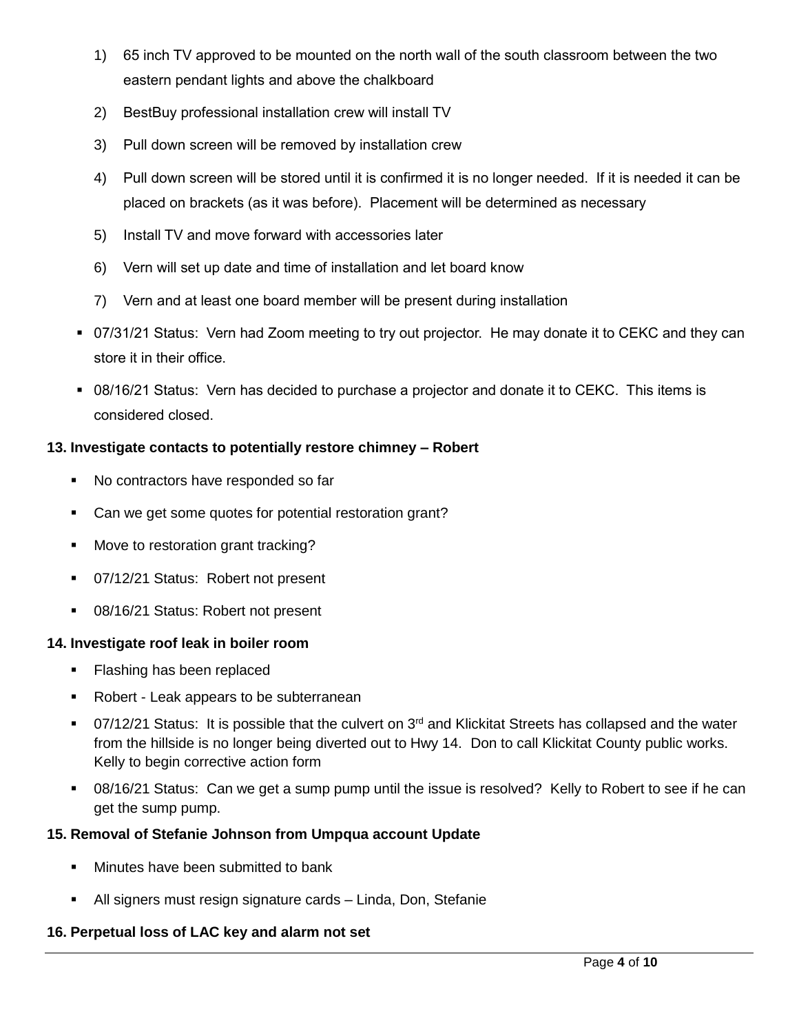1) 65 inch TV approved to be mounted on the north wall of the south classroom between the two eastern pendant lights and above the chalkboard
2) BestBuy professional installation crew will install TV
3) Pull down screen will be removed by installation crew
4) Pull down screen will be stored until it is confirmed it is no longer needed. If it is needed it can be placed on brackets (as it was before). Placement will be determined as necessary
5) Install TV and move forward with accessories later
6) Vern will set up date and time of installation and let board know
7) Vern and at least one board member will be present during installation

- 07/31/21 Status: Vern had Zoom meeting to try out projector. He may donate it to CEKC and they can store it in their office.
- 08/16/21 Status: Vern has decided to purchase a projector and donate it to CEKC. This items is considered closed.

**13. Investigate contacts to potentially restore chimney – Robert**

- No contractors have responded so far
- Can we get some quotes for potential restoration grant?
- Move to restoration grant tracking?
- 07/12/21 Status: Robert not present
- 08/16/21 Status: Robert not present

**14. Investigate roof leak in boiler room**

- Flashing has been replaced
- Robert - Leak appears to be subterranean
- 07/12/21 Status: It is possible that the culvert on 3rd and Klickitat Streets has collapsed and the water from the hillside is no longer being diverted out to Hwy 14. Don to call Klickitat County public works. Kelly to begin corrective action form
- 08/16/21 Status: Can we get a sump pump until the issue is resolved? Kelly to Robert to see if he can get the sump pump.

**15. Removal of Stefanie Johnson from Umpqua account Update**

- Minutes have been submitted to bank
- All signers must resign signature cards – Linda, Don, Stefanie

**16. Perpetual loss of LAC key and alarm not set**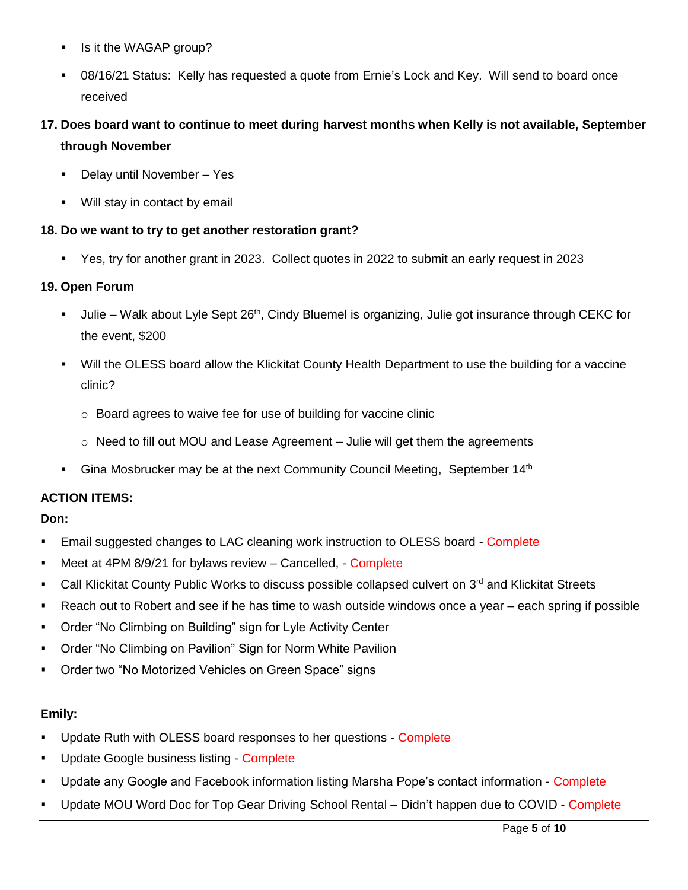- Is it the WAGAP group?
- 08/16/21 Status: Kelly has requested a quote from Ernie's Lock and Key. Will send to board once received

**17. Does board want to continue to meet during harvest months when Kelly is not available, September through November**

- Delay until November – Yes
- Will stay in contact by email

**18. Do we want to try to get another restoration grant?**

- Yes, try for another grant in 2023. Collect quotes in 2022 to submit an early request in 2023

**19. Open Forum**

- Julie – Walk about Lyle Sept 26th, Cindy Bluemel is organizing, Julie got insurance through CEKC for the event, $200
- Will the OLESS board allow the Klickitat County Health Department to use the building for a vaccine clinic?
  - Board agrees to waive fee for use of building for vaccine clinic
  - Need to fill out MOU and Lease Agreement – Julie will get them the agreements
- Gina Mosbrucker may be at the next Community Council Meeting, September 14th

**ACTION ITEMS:**

**Don:**

- Email suggested changes to LAC cleaning work instruction to OLESS board - Complete
- Meet at 4PM 8/9/21 for bylaws review – Cancelled, - Complete
- Call Klickitat County Public Works to discuss possible collapsed culvert on 3rd and Klickitat Streets
- Reach out to Robert and see if he has time to wash outside windows once a year – each spring if possible
- Order "No Climbing on Building" sign for Lyle Activity Center
- Order "No Climbing on Pavilion" Sign for Norm White Pavilion
- Order two "No Motorized Vehicles on Green Space" signs

**Emily:**

- Update Ruth with OLESS board responses to her questions - Complete
- Update Google business listing - Complete
- Update any Google and Facebook information listing Marsha Pope's contact information - Complete
- Update MOU Word Doc for Top Gear Driving School Rental – Didn't happen due to COVID - Complete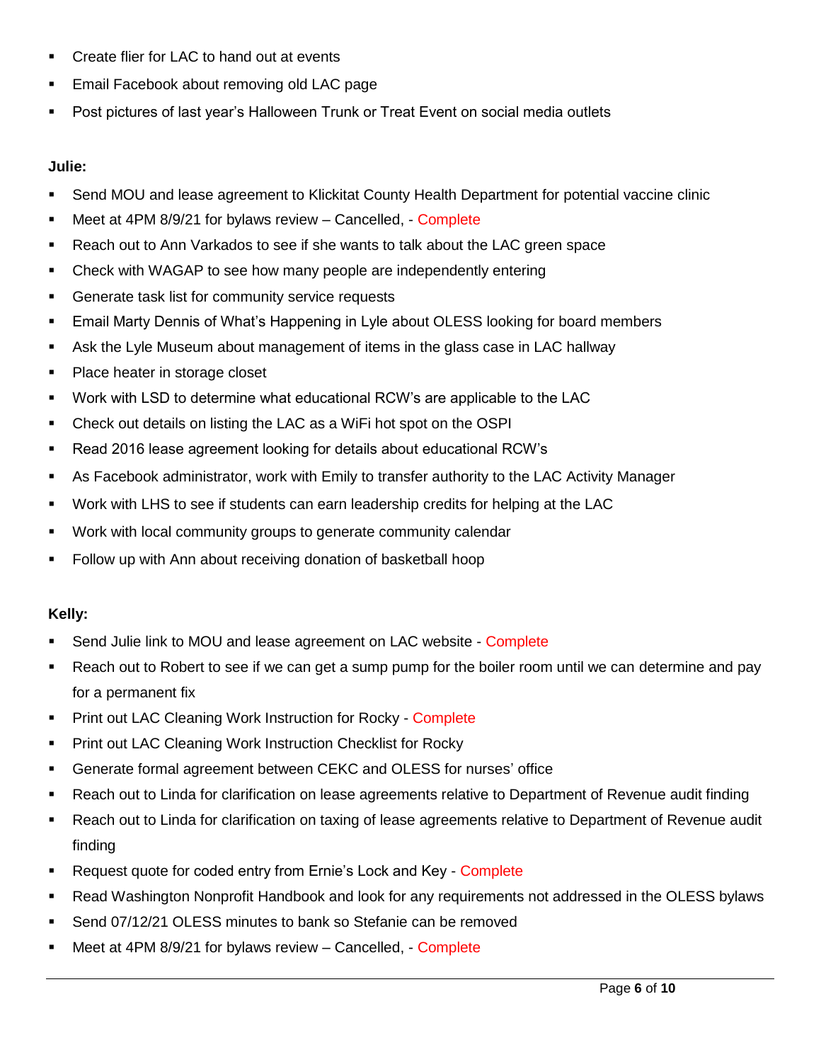- Create flier for LAC to hand out at events
- Email Facebook about removing old LAC page
- Post pictures of last year's Halloween Trunk or Treat Event on social media outlets

**Julie:**

- Send MOU and lease agreement to Klickitat County Health Department for potential vaccine clinic
- Meet at 4PM 8/9/21 for bylaws review – Cancelled, - Complete
- Reach out to Ann Varkados to see if she wants to talk about the LAC green space
- Check with WAGAP to see how many people are independently entering
- Generate task list for community service requests
- Email Marty Dennis of What's Happening in Lyle about OLESS looking for board members
- Ask the Lyle Museum about management of items in the glass case in LAC hallway
- Place heater in storage closet
- Work with LSD to determine what educational RCW's are applicable to the LAC
- Check out details on listing the LAC as a WiFi hot spot on the OSPI
- Read 2016 lease agreement looking for details about educational RCW's
- As Facebook administrator, work with Emily to transfer authority to the LAC Activity Manager
- Work with LHS to see if students can earn leadership credits for helping at the LAC
- Work with local community groups to generate community calendar
- Follow up with Ann about receiving donation of basketball hoop

**Kelly:**

- Send Julie link to MOU and lease agreement on LAC website - Complete
- Reach out to Robert to see if we can get a sump pump for the boiler room until we can determine and pay for a permanent fix
- Print out LAC Cleaning Work Instruction for Rocky - Complete
- Print out LAC Cleaning Work Instruction Checklist for Rocky
- Generate formal agreement between CEKC and OLESS for nurses' office
- Reach out to Linda for clarification on lease agreements relative to Department of Revenue audit finding
- Reach out to Linda for clarification on taxing of lease agreements relative to Department of Revenue audit finding
- Request quote for coded entry from Ernie's Lock and Key - Complete
- Read Washington Nonprofit Handbook and look for any requirements not addressed in the OLESS bylaws
- Send 07/12/21 OLESS minutes to bank so Stefanie can be removed
- Meet at 4PM 8/9/21 for bylaws review – Cancelled, - Complete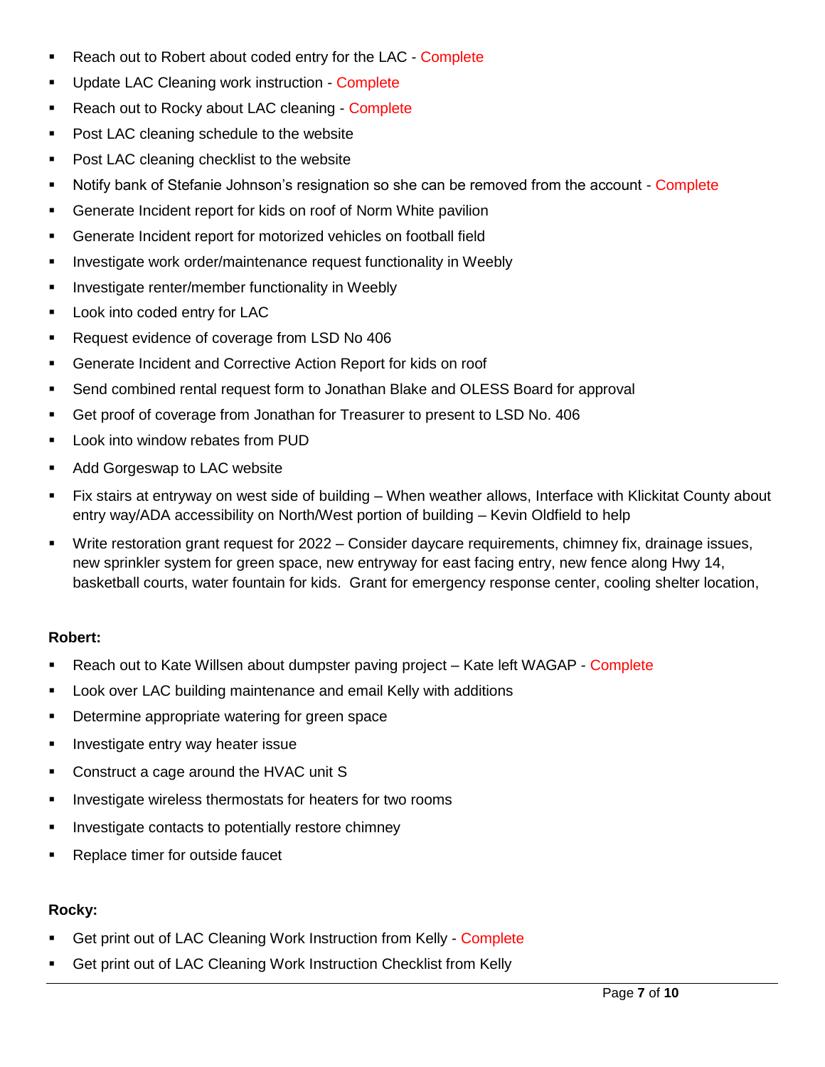- Reach out to Robert about coded entry for the LAC - Complete
- Update LAC Cleaning work instruction - Complete
- Reach out to Rocky about LAC cleaning - Complete
- Post LAC cleaning schedule to the website
- Post LAC cleaning checklist to the website
- Notify bank of Stefanie Johnson's resignation so she can be removed from the account - Complete
- Generate Incident report for kids on roof of Norm White pavilion
- Generate Incident report for motorized vehicles on football field
- Investigate work order/maintenance request functionality in Weebly
- Investigate renter/member functionality in Weebly
- Look into coded entry for LAC
- Request evidence of coverage from LSD No 406
- Generate Incident and Corrective Action Report for kids on roof
- Send combined rental request form to Jonathan Blake and OLESS Board for approval
- Get proof of coverage from Jonathan for Treasurer to present to LSD No. 406
- Look into window rebates from PUD
- Add Gorgeswap to LAC website
- Fix stairs at entryway on west side of building – When weather allows, Interface with Klickitat County about entry way/ADA accessibility on North/West portion of building – Kevin Oldfield to help
- Write restoration grant request for 2022 – Consider daycare requirements, chimney fix, drainage issues, new sprinkler system for green space, new entryway for east facing entry, new fence along Hwy 14, basketball courts, water fountain for kids. Grant for emergency response center, cooling shelter location,

**Robert:**

- Reach out to Kate Willsen about dumpster paving project – Kate left WAGAP - Complete
- Look over LAC building maintenance and email Kelly with additions
- Determine appropriate watering for green space
- Investigate entry way heater issue
- Construct a cage around the HVAC unit S
- Investigate wireless thermostats for heaters for two rooms
- Investigate contacts to potentially restore chimney
- Replace timer for outside faucet

**Rocky:**

- Get print out of LAC Cleaning Work Instruction from Kelly - Complete
- Get print out of LAC Cleaning Work Instruction Checklist from Kelly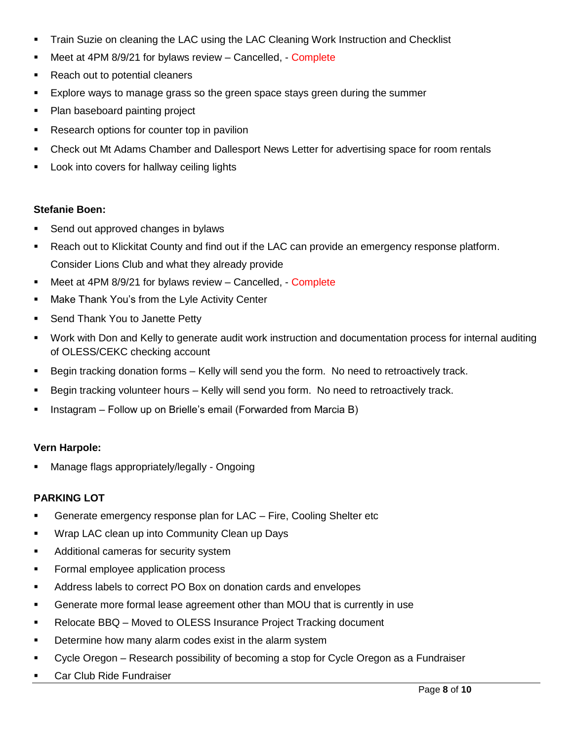- Train Suzie on cleaning the LAC using the LAC Cleaning Work Instruction and Checklist
- Meet at 4PM 8/9/21 for bylaws review – Cancelled, - Complete
- Reach out to potential cleaners
- Explore ways to manage grass so the green space stays green during the summer
- Plan baseboard painting project
- Research options for counter top in pavilion
- Check out Mt Adams Chamber and Dallesport News Letter for advertising space for room rentals
- Look into covers for hallway ceiling lights

**Stefanie Boen:**

- Send out approved changes in bylaws
- Reach out to Klickitat County and find out if the LAC can provide an emergency response platform. Consider Lions Club and what they already provide
- Meet at 4PM 8/9/21 for bylaws review – Cancelled, - Complete
- Make Thank You's from the Lyle Activity Center
- Send Thank You to Janette Petty
- Work with Don and Kelly to generate audit work instruction and documentation process for internal auditing of OLESS/CEKC checking account
- Begin tracking donation forms – Kelly will send you the form. No need to retroactively track.
- Begin tracking volunteer hours – Kelly will send you form. No need to retroactively track.
- Instagram – Follow up on Brielle's email (Forwarded from Marcia B)

**Vern Harpole:**

- Manage flags appropriately/legally - Ongoing

**PARKING LOT**

- Generate emergency response plan for LAC – Fire, Cooling Shelter etc
- Wrap LAC clean up into Community Clean up Days
- Additional cameras for security system
- Formal employee application process
- Address labels to correct PO Box on donation cards and envelopes
- Generate more formal lease agreement other than MOU that is currently in use
- Relocate BBQ – Moved to OLESS Insurance Project Tracking document
- Determine how many alarm codes exist in the alarm system
- Cycle Oregon – Research possibility of becoming a stop for Cycle Oregon as a Fundraiser
- Car Club Ride Fundraiser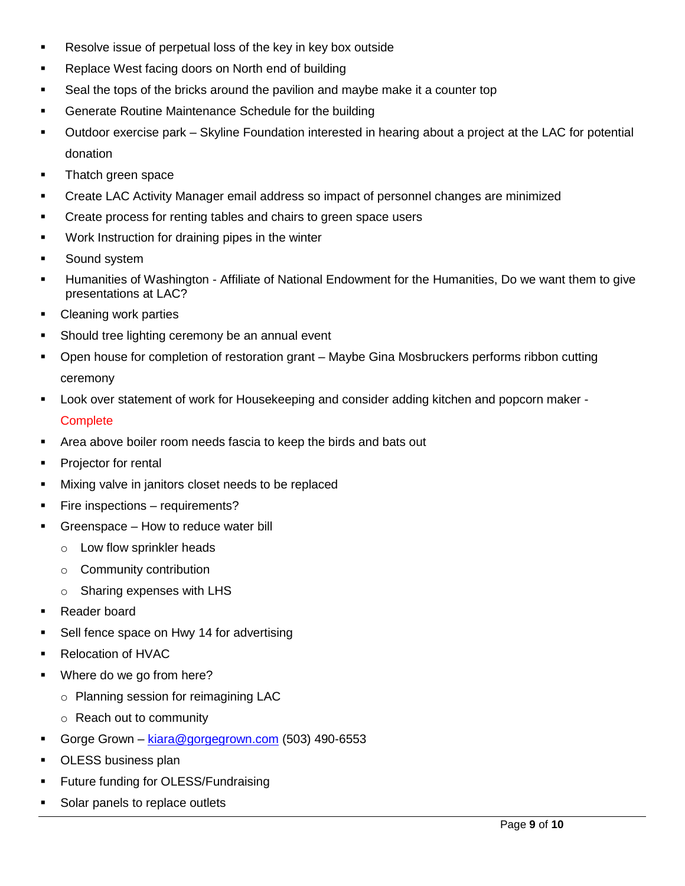- Resolve issue of perpetual loss of the key in key box outside
- Replace West facing doors on North end of building
- Seal the tops of the bricks around the pavilion and maybe make it a counter top
- Generate Routine Maintenance Schedule for the building
- Outdoor exercise park – Skyline Foundation interested in hearing about a project at the LAC for potential donation
- Thatch green space
- Create LAC Activity Manager email address so impact of personnel changes are minimized
- Create process for renting tables and chairs to green space users
- Work Instruction for draining pipes in the winter
- Sound system
- Humanities of Washington - Affiliate of National Endowment for the Humanities, Do we want them to give presentations at LAC?
- Cleaning work parties
- Should tree lighting ceremony be an annual event
- Open house for completion of restoration grant – Maybe Gina Mosbruckers performs ribbon cutting ceremony
- Look over statement of work for Housekeeping and consider adding kitchen and popcorn maker - Complete
- Area above boiler room needs fascia to keep the birds and bats out
- Projector for rental
- Mixing valve in janitors closet needs to be replaced
- Fire inspections – requirements?
- Greenspace – How to reduce water bill
  - Low flow sprinkler heads
  - Community contribution
  - Sharing expenses with LHS
- Reader board
- Sell fence space on Hwy 14 for advertising
- Relocation of HVAC
- Where do we go from here?
  - Planning session for reimagining LAC
  - Reach out to community
- Gorge Grown – kiara@gorgegrown.com (503) 490-6553
- OLESS business plan
- Future funding for OLESS/Fundraising
- Solar panels to replace outlets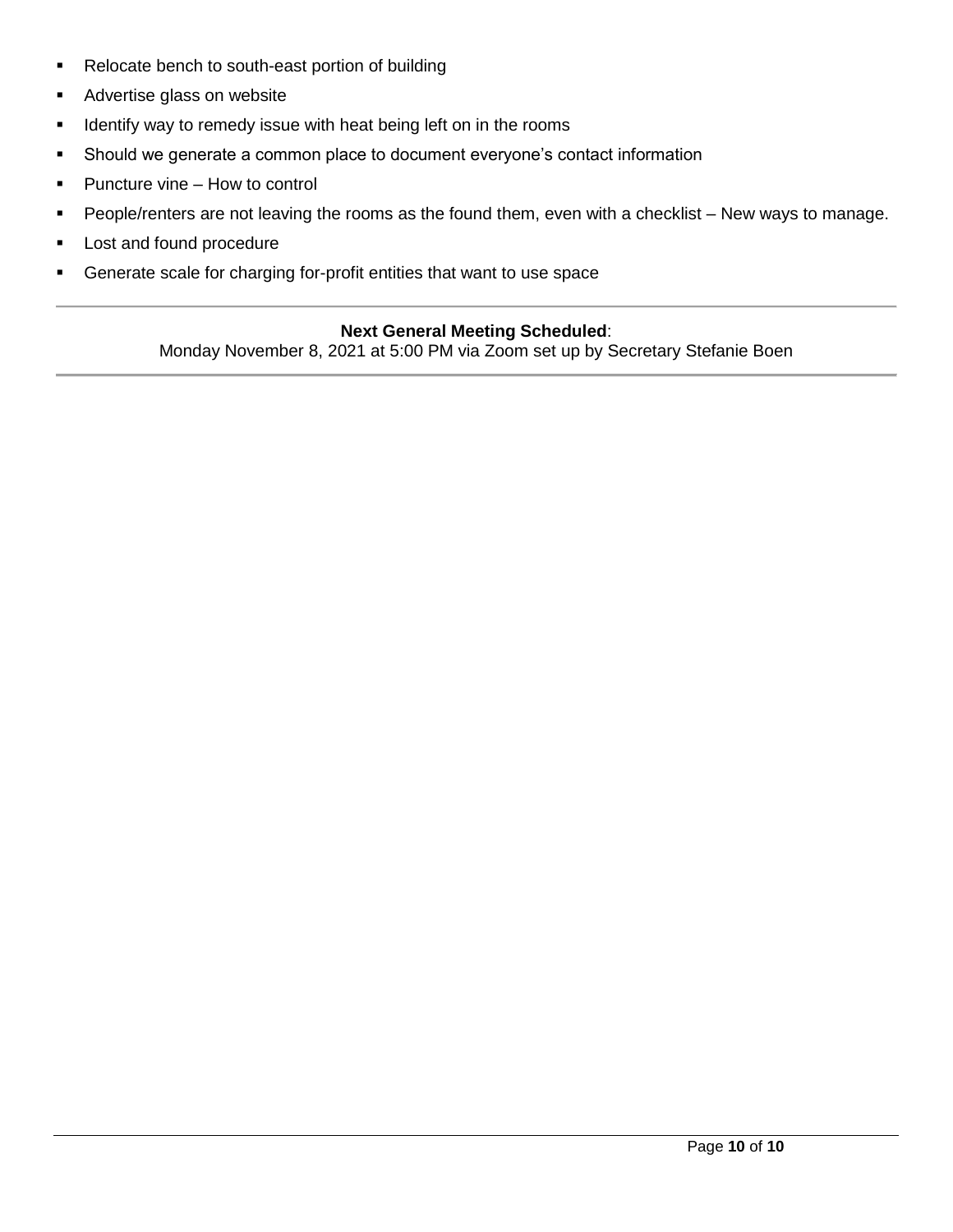- Relocate bench to south-east portion of building
- Advertise glass on website
- Identify way to remedy issue with heat being left on in the rooms
- Should we generate a common place to document everyone's contact information
- Puncture vine – How to control
- People/renters are not leaving the rooms as the found them, even with a checklist – New ways to manage.
- Lost and found procedure
- Generate scale for charging for-profit entities that want to use space

---

**Next General Meeting Scheduled**:
Monday November 8, 2021 at 5:00 PM via Zoom set up by Secretary Stefanie Boen

---